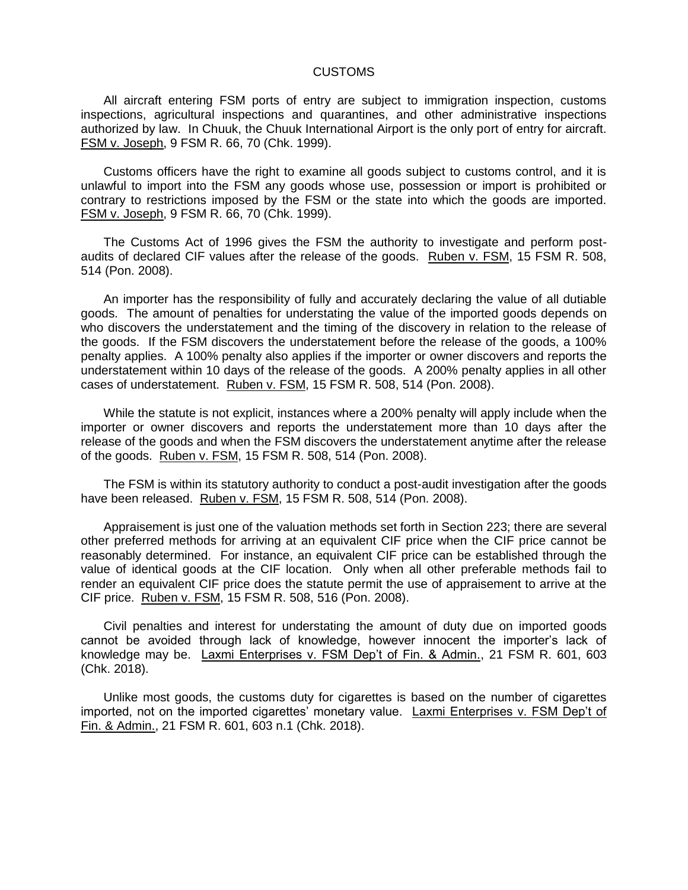# CUSTOMS

All aircraft entering FSM ports of entry are subject to immigration inspection, customs inspections, agricultural inspections and quarantines, and other administrative inspections authorized by law. In Chuuk, the Chuuk International Airport is the only port of entry for aircraft. FSM v. Joseph, 9 FSM R. 66, 70 (Chk. 1999).

Customs officers have the right to examine all goods subject to customs control, and it is unlawful to import into the FSM any goods whose use, possession or import is prohibited or contrary to restrictions imposed by the FSM or the state into which the goods are imported. FSM v. Joseph, 9 FSM R. 66, 70 (Chk. 1999).

The Customs Act of 1996 gives the FSM the authority to investigate and perform post-audits of declared CIF values after the release of the goods. Ruben v. FSM, 15 FSM R. 508, 514 (Pon. 2008).

An importer has the responsibility of fully and accurately declaring the value of all dutiable goods. The amount of penalties for understating the value of the imported goods depends on who discovers the understatement and the timing of the discovery in relation to the release of the goods. If the FSM discovers the understatement before the release of the goods, a 100% penalty applies. A 100% penalty also applies if the importer or owner discovers and reports the understatement within 10 days of the release of the goods. A 200% penalty applies in all other cases of understatement. Ruben v. FSM, 15 FSM R. 508, 514 (Pon. 2008).

While the statute is not explicit, instances where a 200% penalty will apply include when the importer or owner discovers and reports the understatement more than 10 days after the release of the goods and when the FSM discovers the understatement anytime after the release of the goods. Ruben v. FSM, 15 FSM R. 508, 514 (Pon. 2008).

The FSM is within its statutory authority to conduct a post-audit investigation after the goods have been released. Ruben v. FSM, 15 FSM R. 508, 514 (Pon. 2008).

Appraisement is just one of the valuation methods set forth in Section 223; there are several other preferred methods for arriving at an equivalent CIF price when the CIF price cannot be reasonably determined. For instance, an equivalent CIF price can be established through the value of identical goods at the CIF location. Only when all other preferable methods fail to render an equivalent CIF price does the statute permit the use of appraisement to arrive at the CIF price. Ruben v. FSM, 15 FSM R. 508, 516 (Pon. 2008).

Civil penalties and interest for understating the amount of duty due on imported goods cannot be avoided through lack of knowledge, however innocent the importer's lack of knowledge may be. Laxmi Enterprises v. FSM Dep't of Fin. & Admin., 21 FSM R. 601, 603 (Chk. 2018).

Unlike most goods, the customs duty for cigarettes is based on the number of cigarettes imported, not on the imported cigarettes' monetary value. Laxmi Enterprises v. FSM Dep't of Fin. & Admin., 21 FSM R. 601, 603 n.1 (Chk. 2018).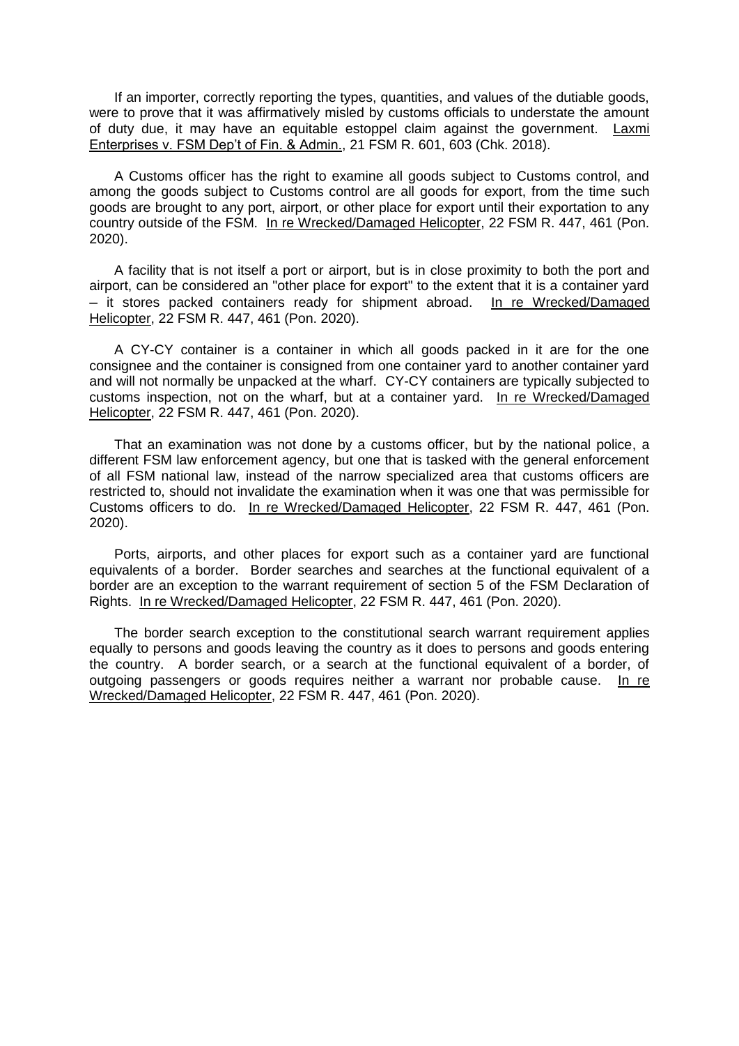If an importer, correctly reporting the types, quantities, and values of the dutiable goods, were to prove that it was affirmatively misled by customs officials to understate the amount of duty due, it may have an equitable estoppel claim against the government. Laxmi Enterprises v. FSM Dep't of Fin. & Admin., 21 FSM R. 601, 603 (Chk. 2018).

A Customs officer has the right to examine all goods subject to Customs control, and among the goods subject to Customs control are all goods for export, from the time such goods are brought to any port, airport, or other place for export until their exportation to any country outside of the FSM. In re Wrecked/Damaged Helicopter, 22 FSM R. 447, 461 (Pon. 2020).

A facility that is not itself a port or airport, but is in close proximity to both the port and airport, can be considered an "other place for export" to the extent that it is a container yard – it stores packed containers ready for shipment abroad. In re Wrecked/Damaged Helicopter, 22 FSM R. 447, 461 (Pon. 2020).

A CY-CY container is a container in which all goods packed in it are for the one consignee and the container is consigned from one container yard to another container yard and will not normally be unpacked at the wharf. CY-CY containers are typically subjected to customs inspection, not on the wharf, but at a container yard. In re Wrecked/Damaged Helicopter, 22 FSM R. 447, 461 (Pon. 2020).

That an examination was not done by a customs officer, but by the national police, a different FSM law enforcement agency, but one that is tasked with the general enforcement of all FSM national law, instead of the narrow specialized area that customs officers are restricted to, should not invalidate the examination when it was one that was permissible for Customs officers to do. In re Wrecked/Damaged Helicopter, 22 FSM R. 447, 461 (Pon. 2020).

Ports, airports, and other places for export such as a container yard are functional equivalents of a border. Border searches and searches at the functional equivalent of a border are an exception to the warrant requirement of section 5 of the FSM Declaration of Rights. In re Wrecked/Damaged Helicopter, 22 FSM R. 447, 461 (Pon. 2020).

The border search exception to the constitutional search warrant requirement applies equally to persons and goods leaving the country as it does to persons and goods entering the country. A border search, or a search at the functional equivalent of a border, of outgoing passengers or goods requires neither a warrant nor probable cause. In re Wrecked/Damaged Helicopter, 22 FSM R. 447, 461 (Pon. 2020).